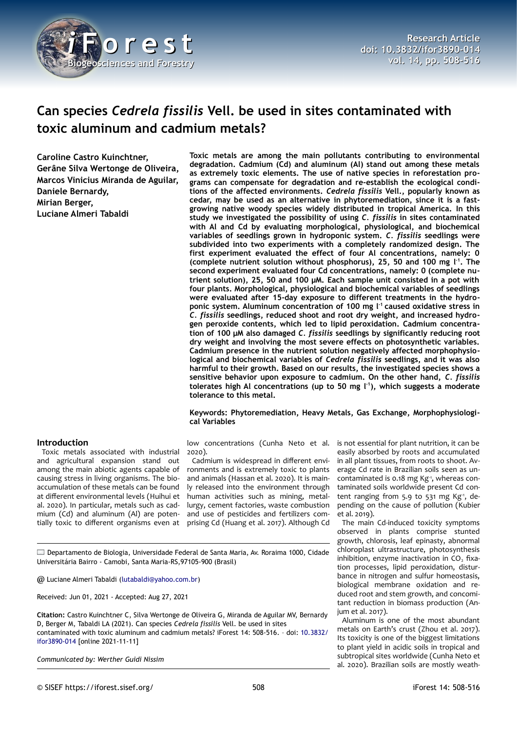# Can species *Cedrela fissilis* Vell. be used in sites contaminated with toxic aluminum and cadmium metals?

**Caroline Castro Kuinchtner, Gerâne Silva Wertonge de Oliveira, Marcos Vinicius Miranda de Aguilar, Daniele Bernardy, Mirian Berger, Luciane Almeri Tabaldi**

**Toxic metals are among the main pollutants contributing to environmental degradation. Cadmium (Cd) and aluminum (Al) stand out among these metals as extremely toxic elements. The use of native species in reforestation programs can compensate for degradation and re-establish the ecological conditions of the affected environments. *Cedrela fissilis* Vell., popularly known as cedar, may be used as an alternative in phytoremediation, since it is a fast-growing native woody species widely distributed in tropical America. In this study we investigated the possibility of using *C. fissilis* in sites contaminated with Al and Cd by evaluating morphological, physiological, and biochemical variables of seedlings grown in hydroponic system. *C. fissilis* seedlings were subdivided into two experiments with a completely randomized design. The first experiment evaluated the effect of four Al concentrations, namely: 0 (complete nutrient solution without phosphorus), 25, 50 and 100 mg l$^{-1}$. The second experiment evaluated four Cd concentrations, namely: 0 (complete nutrient solution), 25, 50 and 100 µM. Each sample unit consisted in a pot with four plants. Morphological, physiological and biochemical variables of seedlings were evaluated after 15-day exposure to different treatments in the hydroponic system. Aluminum concentration of 100 mg l$^{-1}$ caused oxidative stress in *C. fissilis* seedlings, reduced shoot and root dry weight, and increased hydrogen peroxide contents, which led to lipid peroxidation. Cadmium concentration of 100 µM also damaged *C. fissilis* seedlings by significantly reducing root dry weight and involving the most severe effects on photosynthetic variables. Cadmium presence in the nutrient solution negatively affected morphophysiological and biochemical variables of *Cedrela fissilis* seedlings, and it was also harmful to their growth. Based on our results, the investigated species shows a sensitive behavior upon exposure to cadmium. On the other hand, *C. fissilis* tolerates high Al concentrations (up to 50 mg l$^{-1}$), which suggests a moderate tolerance to this metal.**

**Keywords: Phytoremediation, Heavy Metals, Gas Exchange, Morphophysiological Variables**

## Introduction

Toxic metals associated with industrial and agricultural expansion stand out among the main abiotic agents capable of causing stress in living organisms. The bioaccumulation of these metals can be found at different environmental levels (Huihui et al. 2020). In particular, metals such as cadmium (Cd) and aluminum (Al) are potentially toxic to different organisms even at low concentrations (Cunha Neto et al. 2020).

Cadmium is widespread in different environments and is extremely toxic to plants and animals (Hassan et al. 2020). It is mainly released into the environment through human activities such as mining, metallurgy, cement factories, waste combustion and use of pesticides and fertilizers comprising Cd (Huang et al. 2017). Although Cd is not essential for plant nutrition, it can be easily absorbed by roots and accumulated in all plant tissues, from roots to shoot. Average Cd rate in Brazilian soils seen as uncontaminated is 0.18 mg Kg$^{-1}$, whereas contaminated soils worldwide present Cd content ranging from 5.9 to 531 mg Kg$^{-1}$, depending on the cause of pollution (Kubier et al. 2019).

The main Cd-induced toxicity symptoms observed in plants comprise stunted growth, chlorosis, leaf epinasty, abnormal chloroplast ultrastructure, photosynthesis inhibition, enzyme inactivation in $CO_2$ fixation processes, lipid peroxidation, disturbance in nitrogen and sulfur homeostasis, biological membrane oxidation and reduced root and stem growth, and concomitant reduction in biomass production (Anjum et al. 2017).

Aluminum is one of the most abundant metals on Earth's crust (Zhou et al. 2017). Its toxicity is one of the biggest limitations to plant yield in acidic soils in tropical and subtropical sites worldwide (Cunha Neto et al. 2020). Brazilian soils are mostly weath-

Departamento de Biologia, Universidade Federal de Santa Maria, Av. Roraima 1000, Cidade Universitária Bairro - Camobi, Santa Maria-RS, 97105-900 (Brasil)

@ Luciane Almeri Tabaldi (lutabaldi@yahoo.com.br)

Received: Jun 01, 2021 - Accepted: Aug 27, 2021

**Citation:** Castro Kuinchtner C, Silva Wertonge de Oliveira G, Miranda de Aguilar MV, Bernardy D, Berger M, Tabaldi LA (2021). Can species *Cedrela fissilis* Vell. be used in sites contaminated with toxic aluminum and cadmium metals? iForest 14: 508-516. - doi: 10.3832/ifor3890-014 [online 2021-11-11]

*Communicated by: Werther Guidi Nissim*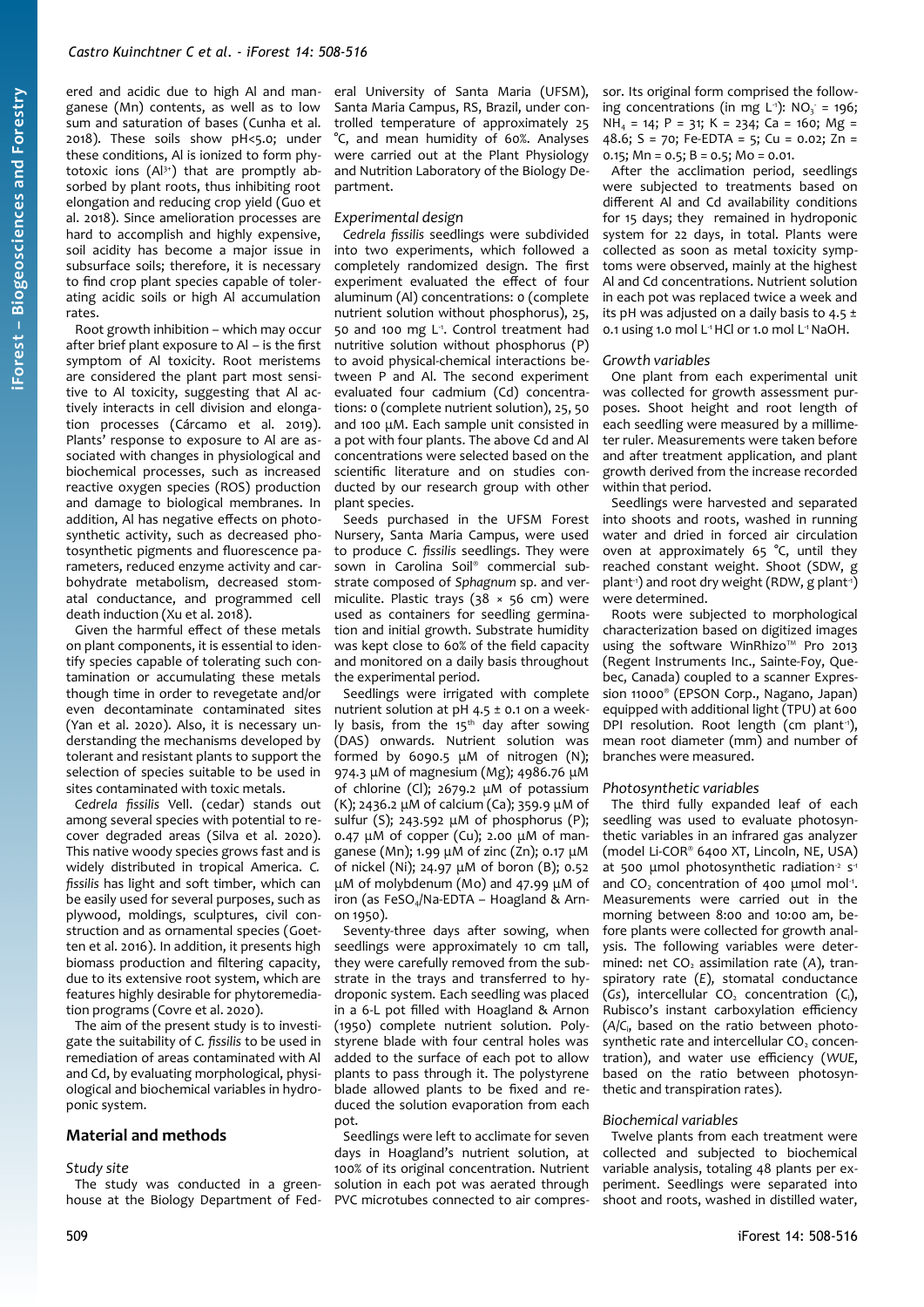ered and acidic due to high Al and manganese (Mn) contents, as well as to low sum and saturation of bases (Cunha et al. 2018). These soils show pH<5.0; under these conditions, Al is ionized to form phytotoxic ions ($Al^{3+}$) that are promptly absorbed by plant roots, thus inhibiting root elongation and reducing crop yield (Guo et al. 2018). Since amelioration processes are hard to accomplish and highly expensive, soil acidity has become a major issue in subsurface soils; therefore, it is necessary to find crop plant species capable of tolerating acidic soils or high Al accumulation rates.

Root growth inhibition – which may occur after brief plant exposure to Al – is the first symptom of Al toxicity. Root meristems are considered the plant part most sensitive to Al toxicity, suggesting that Al actively interacts in cell division and elongation processes (Cárcamo et al. 2019). Plants' response to exposure to Al are associated with changes in physiological and biochemical processes, such as increased reactive oxygen species (ROS) production and damage to biological membranes. In addition, Al has negative effects on photosynthetic activity, such as decreased photosynthetic pigments and fluorescence parameters, reduced enzyme activity and carbohydrate metabolism, decreased stomatal conductance, and programmed cell death induction (Xu et al. 2018).

Given the harmful effect of these metals on plant components, it is essential to identify species capable of tolerating such contamination or accumulating these metals though time in order to revegetate and/or even decontaminate contaminated sites (Yan et al. 2020). Also, it is necessary understanding the mechanisms developed by tolerant and resistant plants to support the selection of species suitable to be used in sites contaminated with toxic metals.

*Cedrela fissilis* Vell. (cedar) stands out among several species with potential to recover degraded areas (Silva et al. 2020). This native woody species grows fast and is widely distributed in tropical America. *C. fissilis* has light and soft timber, which can be easily used for several purposes, such as plywood, moldings, sculptures, civil construction and as ornamental species (Goetten et al. 2016). In addition, it presents high biomass production and filtering capacity, due to its extensive root system, which are features highly desirable for phytoremediation programs (Covre et al. 2020).

The aim of the present study is to investigate the suitability of *C. fissilis* to be used in remediation of areas contaminated with Al and Cd, by evaluating morphological, physiological and biochemical variables in hydroponic system.

## Material and methods

### Study site

The study was conducted in a greenhouse at the Biology Department of Federal University of Santa Maria (UFSM), Santa Maria Campus, RS, Brazil, under controlled temperature of approximately 25 °C, and mean humidity of 60%. Analyses were carried out at the Plant Physiology and Nutrition Laboratory of the Biology Department.

### Experimental design

*Cedrela fissilis* seedlings were subdivided into two experiments, which followed a completely randomized design. The first experiment evaluated the effect of four aluminum (Al) concentrations: 0 (complete nutrient solution without phosphorus), 25, 50 and 100 mg $L^{-1}$. Control treatment had nutritive solution without phosphorus (P) to avoid physical-chemical interactions between P and Al. The second experiment evaluated four cadmium (Cd) concentrations: 0 (complete nutrient solution), 25, 50 and 100 µM. Each sample unit consisted in a pot with four plants. The above Cd and Al concentrations were selected based on the scientific literature and on studies conducted by our research group with other plant species.

Seeds purchased in the UFSM Forest Nursery, Santa Maria Campus, were used to produce *C. fissilis* seedlings. They were sown in Carolina Soil® commercial substrate composed of *Sphagnum* sp. and vermiculite. Plastic trays (38 × 56 cm) were used as containers for seedling germination and initial growth. Substrate humidity was kept close to 60% of the field capacity and monitored on a daily basis throughout the experimental period.

Seedlings were irrigated with complete nutrient solution at pH 4.5 ± 0.1 on a weekly basis, from the 15th day after sowing (DAS) onwards. Nutrient solution was formed by 6090.5 µM of nitrogen (N); 974.3 µM of magnesium (Mg); 4986.76 µM of chlorine (Cl); 2679.2 µM of potassium (K); 2436.2 µM of calcium (Ca); 359.9 µM of sulfur (S); 243.592 µM of phosphorus (P); 0.47 µM of copper (Cu); 2.00 µM of manganese (Mn); 1.99 µM of zinc (Zn); 0.17 µM of nickel (Ni); 24.97 µM of boron (B); 0.52 µM of molybdenum (Mo) and 47.99 µM of iron (as $FeSO_4$/Na-EDTA – Hoagland & Arnon 1950).

Seventy-three days after sowing, when seedlings were approximately 10 cm tall, they were carefully removed from the substrate in the trays and transferred to hydroponic system. Each seedling was placed in a 6-L pot filled with Hoagland & Arnon (1950) complete nutrient solution. Polystyrene blade with four central holes was added to the surface of each pot to allow plants to pass through it. The polystyrene blade allowed plants to be fixed and reduced the solution evaporation from each pot.

Seedlings were left to acclimate for seven days in Hoagland's nutrient solution, at 100% of its original concentration. Nutrient solution in each pot was aerated through PVC microtubes connected to air compressor. Its original form comprised the following concentrations (in mg $L^{-1}$): $NO_3^-$ = 196; $NH_4$ = 14; P = 31; K = 234; Ca = 160; Mg = 48.6; S = 70; Fe-EDTA = 5; Cu = 0.02; Zn = 0.15; Mn = 0.5; B = 0.5; Mo = 0.01.

After the acclimation period, seedlings were subjected to treatments based on different Al and Cd availability conditions for 15 days; they remained in hydroponic system for 22 days, in total. Plants were collected as soon as metal toxicity symptoms were observed, mainly at the highest Al and Cd concentrations. Nutrient solution in each pot was replaced twice a week and its pH was adjusted on a daily basis to 4.5 ± 0.1 using 1.0 mol $L^{-1}$ HCl or 1.0 mol $L^{-1}$ NaOH.

### Growth variables

One plant from each experimental unit was collected for growth assessment purposes. Shoot height and root length of each seedling were measured by a millimeter ruler. Measurements were taken before and after treatment application, and plant growth derived from the increase recorded within that period.

Seedlings were harvested and separated into shoots and roots, washed in running water and dried in forced air circulation oven at approximately 65 °C, until they reached constant weight. Shoot (SDW, g $plant^{-1}$) and root dry weight (RDW, g $plant^{-1}$) were determined.

Roots were subjected to morphological characterization based on digitized images using the software WinRhizo™ Pro 2013 (Regent Instruments Inc., Sainte-Foy, Quebec, Canada) coupled to a scanner Expression 11000® (EPSON Corp., Nagano, Japan) equipped with additional light (TPU) at 600 DPI resolution. Root length (cm $plant^{-1}$), mean root diameter (mm) and number of branches were measured.

### Photosynthetic variables

The third fully expanded leaf of each seedling was used to evaluate photosynthetic variables in an infrared gas analyzer (model Li-COR® 6400 XT, Lincoln, NE, USA) at 500 µmol photosynthetic radiation$^{-2}$ $s^{-1}$ and $CO_2$ concentration of 400 µmol $mol^{-1}$. Measurements were carried out in the morning between 8:00 and 10:00 am, before plants were collected for growth analysis. The following variables were determined: net $CO_2$ assimilation rate (*A*), transpiratory rate (*E*), stomatal conductance (*Gs*), intercellular $CO_2$ concentration ($C_i$), Rubisco's instant carboxylation efficiency ($A/C_i$, based on the ratio between photosynthetic rate and intercellular $CO_2$ concentration), and water use efficiency (*WUE*, based on the ratio between photosynthetic and transpiration rates).

### Biochemical variables

Twelve plants from each treatment were collected and subjected to biochemical variable analysis, totaling 48 plants per experiment. Seedlings were separated into shoot and roots, washed in distilled water,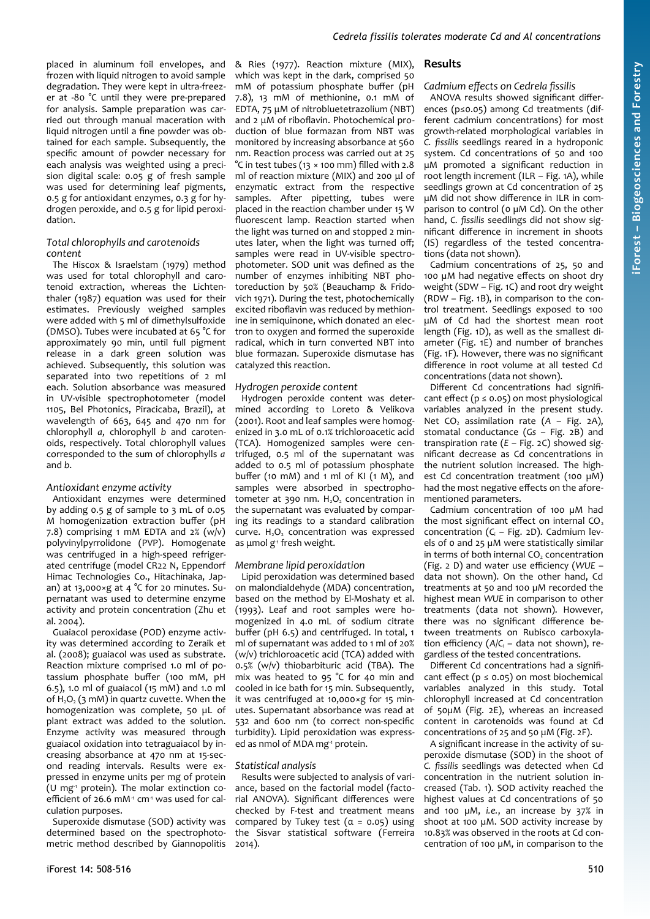placed in aluminum foil envelopes, and frozen with liquid nitrogen to avoid sample degradation. They were kept in ultra-freezer at -80 °C until they were pre-prepared for analysis. Sample preparation was carried out through manual maceration with liquid nitrogen until a fine powder was obtained for each sample. Subsequently, the specific amount of powder necessary for each analysis was weighted using a precision digital scale: 0.05 g of fresh sample was used for determining leaf pigments, 0.5 g for antioxidant enzymes, 0.3 g for hydrogen peroxide, and 0.5 g for lipid peroxidation.

### Total chlorophylls and carotenoids content

The Hiscox & Israelstam (1979) method was used for total chlorophyll and carotenoid extraction, whereas the Lichtenthaler (1987) equation was used for their estimates. Previously weighed samples were added with 5 ml of dimethylsulfoxide (DMSO). Tubes were incubated at 65 °C for approximately 90 min, until full pigment release in a dark green solution was achieved. Subsequently, this solution was separated into two repetitions of 2 ml each. Solution absorbance was measured in UV-visible spectrophotometer (model 1105, Bel Photonics, Piracicaba, Brazil), at wavelength of 663, 645 and 470 nm for chlorophyll *a*, chlorophyll *b* and carotenoids, respectively. Total chlorophyll values corresponded to the sum of chlorophylls *a* and *b*.

### Antioxidant enzyme activity

Antioxidant enzymes were determined by adding 0.5 g of sample to 3 mL of 0.05 M homogenization extraction buffer (pH 7.8) comprising 1 mM EDTA and 2% (w/v) polyvinylpyrrolidone (PVP). Homogenate was centrifuged in a high-speed refrigerated centrifuge (model CR22 N, Eppendorf Himac Technologies Co., Hitachinaka, Japan) at 13,000×g at 4 °C for 20 minutes. Supernatant was used to determine enzyme activity and protein concentration (Zhu et al. 2004).

Guaiacol peroxidase (POD) enzyme activity was determined according to Zeraik et al. (2008); guaiacol was used as substrate. Reaction mixture comprised 1.0 ml of potassium phosphate buffer (100 mM, pH 6.5), 1.0 ml of guaiacol (15 mM) and 1.0 ml of $H_2O_2$ (3 mM) in quartz cuvette. When the homogenization was complete, 50 µL of plant extract was added to the solution. Enzyme activity was measured through guaiacol oxidation into tetraguaiacol by increasing absorbance at 470 nm at 15-second reading intervals. Results were expressed in enzyme units per mg of protein (U $mg^{-1}$ protein). The molar extinction coefficient of 26.6 $mM^{-1}$ $cm^{-1}$ was used for calculation purposes.

Superoxide dismutase (SOD) activity was determined based on the spectrophotometric method described by Giannopolitis & Ries (1977). Reaction mixture (MIX), which was kept in the dark, comprised 50 mM of potassium phosphate buffer (pH 7.8), 13 mM of methionine, 0.1 mM of EDTA, 75 µM of nitrobluetetrazolium (NBT) and 2 µM of riboflavin. Photochemical production of blue formazan from NBT was monitored by increasing absorbance at 560 nm. Reaction process was carried out at 25 °C in test tubes (13 × 100 mm) filled with 2.8 ml of reaction mixture (MIX) and 200 µl of enzymatic extract from the respective samples. After pipetting, tubes were placed in the reaction chamber under 15 W fluorescent lamp. Reaction started when the light was turned on and stopped 2 minutes later, when the light was turned off; samples were read in UV-visible spectrophotometer. SOD unit was defined as the number of enzymes inhibiting NBT photoreduction by 50% (Beauchamp & Fridovich 1971). During the test, photochemically excited riboflavin was reduced by methionine in semiquinone, which donated an electron to oxygen and formed the superoxide radical, which in turn converted NBT into blue formazan. Superoxide dismutase has catalyzed this reaction.

### Hydrogen peroxide content

Hydrogen peroxide content was determined according to Loreto & Velikova (2001). Root and leaf samples were homogenized in 3.0 mL of 0.1% trichloroacetic acid (TCA). Homogenized samples were centrifuged, 0.5 ml of the supernatant was added to 0.5 ml of potassium phosphate buffer (10 mM) and 1 ml of KI (1 M), and samples were absorbed in spectrophotometer at 390 nm. $H_2O_2$ concentration in the supernatant was evaluated by comparing its readings to a standard calibration curve. $H_2O_2$ concentration was expressed as µmol $g^{-1}$ fresh weight.

### Membrane lipid peroxidation

Lipid peroxidation was determined based on malondialdehyde (MDA) concentration, based on the method by El-Moshaty et al. (1993). Leaf and root samples were homogenized in 4.0 mL of sodium citrate buffer (pH 6.5) and centrifuged. In total, 1 ml of supernatant was added to 1 ml of 20% (w/v) trichloroacetic acid (TCA) added with 0.5% (w/v) thiobarbituric acid (TBA). The mix was heated to 95 °C for 40 min and cooled in ice bath for 15 min. Subsequently, it was centrifuged at 10,000×g for 15 minutes. Supernatant absorbance was read at 532 and 600 nm (to correct non-specific turbidity). Lipid peroxidation was expressed as nmol of MDA $mg^{-1}$ protein.

### Statistical analysis

Results were subjected to analysis of variance, based on the factorial model (factorial ANOVA). Significant differences were checked by F-test and treatment means compared by Tukey test ($\alpha$ = 0.05) using the Sisvar statistical software (Ferreira 2014).

## Results

### Cadmium effects on *Cedrela fissilis*

ANOVA results showed significant differences ($p \leq 0.05$) among Cd treatments (different cadmium concentrations) for most growth-related morphological variables in *C. fissilis* seedlings reared in a hydroponic system. Cd concentrations of 50 and 100 µM promoted a significant reduction in root length increment (ILR – Fig. 1A), while seedlings grown at Cd concentration of 25 µM did not show difference in ILR in comparison to control (0 µM Cd). On the other hand, *C. fissilis* seedlings did not show significant difference in increment in shoots (IS) regardless of the tested concentrations (data not shown).

Cadmium concentrations of 25, 50 and 100 µM had negative effects on shoot dry weight (SDW – Fig. 1C) and root dry weight (RDW – Fig. 1B), in comparison to the control treatment. Seedlings exposed to 100 µM of Cd had the shortest mean root length (Fig. 1D), as well as the smallest diameter (Fig. 1E) and number of branches (Fig. 1F). However, there was no significant difference in root volume at all tested Cd concentrations (data not shown).

Different Cd concentrations had significant effect ($p \leq 0.05$) on most physiological variables analyzed in the present study. Net $CO_2$ assimilation rate (*A* – Fig. 2A), stomatal conductance (*Gs* – Fig. 2B) and transpiration rate (*E* – Fig. 2C) showed significant decrease as Cd concentrations in the nutrient solution increased. The highest Cd concentration treatment (100 µM) had the most negative effects on the aforementioned parameters.

Cadmium concentration of 100 µM had the most significant effect on internal $CO_2$ concentration ($C_i$ – Fig. 2D). Cadmium levels of 0 and 25 µM were statistically similar in terms of both internal $CO_2$ concentration (Fig. 2 D) and water use efficiency (*WUE* – data not shown). On the other hand, Cd treatments at 50 and 100 µM recorded the highest mean *WUE* in comparison to other treatments (data not shown). However, there was no significant difference between treatments on Rubisco carboxylation efficiency ($A/C_i$ – data not shown), regardless of the tested concentrations.

Different Cd concentrations had a significant effect ($p \leq 0.05$) on most biochemical variables analyzed in this study. Total chlorophyll increased at Cd concentration of 50µM (Fig. 2E), whereas an increased content in carotenoids was found at Cd concentrations of 25 and 50 µM (Fig. 2F).

A significant increase in the activity of superoxide dismutase (SOD) in the shoot of *C. fissilis* seedlings was detected when Cd concentration in the nutrient solution increased (Tab. 1). SOD activity reached the highest values at Cd concentrations of 50 and 100 µM, *i.e.*, an increase by 37% in shoot at 100 µM. SOD activity increase by 10.83% was observed in the roots at Cd concentration of 100 µM, in comparison to the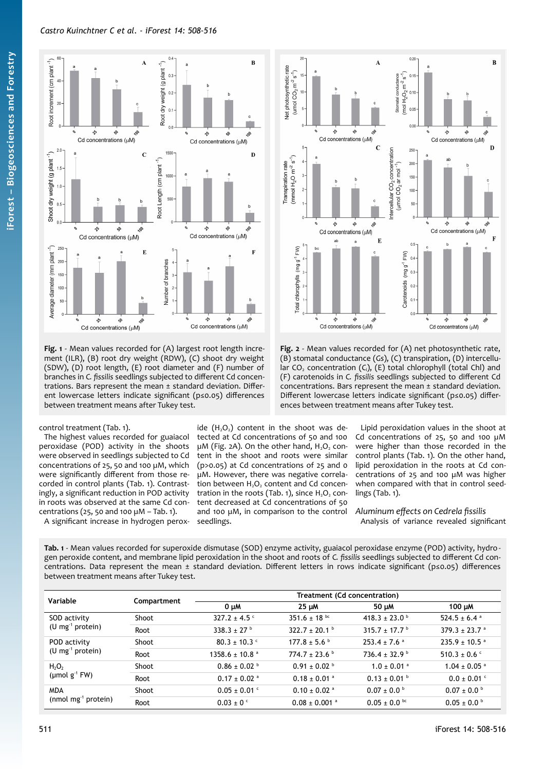Fig. 1 - Mean values recorded for (A) largest root length increment (ILR), (B) root dry weight (RDW), (C) shoot dry weight (SDW), (D) root length, (E) root diameter and (F) number of branches in *C. fissilis* seedlings subjected to different Cd concentrations. Bars represent the mean ± standard deviation. Different lowercase letters indicate significant (p≤0.05) differences between treatment means after Tukey test.

Fig. 2 - Mean values recorded for (A) net photosynthetic rate, (B) stomatal conductance (Gs), (C) transpiration, (D) intercellular $CO_2$ concentration ($C_i$), (E) total chlorophyll (total Chl) and (F) carotenoids in *C. fissilis* seedlings subjected to different Cd concentrations. Bars represent the mean ± standard deviation. Different lowercase letters indicate significant (p≤0.05) differences between treatment means after Tukey test.

control treatment (Tab. 1).

The highest values recorded for guaiacol peroxidase (POD) activity in the shoots were observed in seedlings subjected to Cd concentrations of 25, 50 and 100 µM, which were significantly different from those recorded in control plants (Tab. 1). Contrastingly, a significant reduction in POD activity in roots was observed at the same Cd concentrations (25, 50 and 100 µM – Tab. 1).

A significant increase in hydrogen peroxide ($H_2O_2$) content in the shoot was detected at Cd concentrations of 50 and 100 µM (Fig. 2A). On the other hand, $H_2O_2$ content in the shoot and roots were similar (p>0.05) at Cd concentrations of 25 and 0 µM. However, there was negative correlation between $H_2O_2$ content and Cd concentration in the roots (Tab. 1), since $H_2O_2$ content decreased at Cd concentrations of 50 and 100 µM, in comparison to the control seedlings.

Lipid peroxidation values in the shoot at Cd concentrations of 25, 50 and 100 µM were higher than those recorded in the control plants (Tab. 1). On the other hand, lipid peroxidation in the roots at Cd concentrations of 25 and 100 µM was higher when compared with that in control seedlings (Tab. 1).

### *Aluminum effects on Cedrela fissilis*

Analysis of variance revealed significant

Tab. 1 - Mean values recorded for superoxide dismutase (SOD) enzyme activity, guaiacol peroxidase enzyme (POD) activity, hydrogen peroxide content, and membrane lipid peroxidation in the shoot and roots of *C. fissilis* seedlings subjected to different Cd concentrations. Data represent the mean ± standard deviation. Different letters in rows indicate significant (p≤0.05) differences between treatment means after Tukey test.

| Variable | Compartment | Treatment (Cd concentration) | | | |
|---|---|---|---|---|---|
| | | 0 µM | 25 µM | 50 µM | 100 µM |
| SOD activity (U $mg^{-1}$ protein) | Shoot | 327.2 ± 4.5 [c] | 351.6 ± 18 [bc] | 418.3 ± 23.0 [b] | 524.5 ± 6.4 [a] |
| | Root | 338.3 ± 27 [b] | 322.7 ± 20.1 [b] | 315.7 ± 17.7 [b] | 379.3 ± 23.7 [a] |
| POD activity (U $mg^{-1}$ protein) | Shoot | 80.3 ± 10.3 [c] | 177.8 ± 5.6 [b] | 253.4 ± 7.6 [a] | 235.9 ± 10.5 [a] |
| | Root | 1358.6 ± 10.8 [a] | 774.7 ± 23.6 [b] | 736.4 ± 32.9 [b] | 510.3 ± 0.6 [c] |
| $H_2O_2$ (µmol $g^{-1}$ FW) | Shoot | 0.86 ± 0.02 [b] | 0.91 ± 0.02 [b] | 1.0 ± 0.01 [a] | 1.04 ± 0.05 [a] |
| | Root | 0.17 ± 0.02 [a] | 0.18 ± 0.01 [a] | 0.13 ± 0.01 [b] | 0.0 ± 0.01 [c] |
| MDA (nmol $mg^{-1}$ protein) | Shoot | 0.05 ± 0.01 [c] | 0.10 ± 0.02 [a] | 0.07 ± 0.0 [b] | 0.07 ± 0.0 [b] |
| | Root | 0.03 ± 0 [c] | 0.08 ± 0.001 [a] | 0.05 ± 0.0 [bc] | 0.05 ± 0.0 [b] |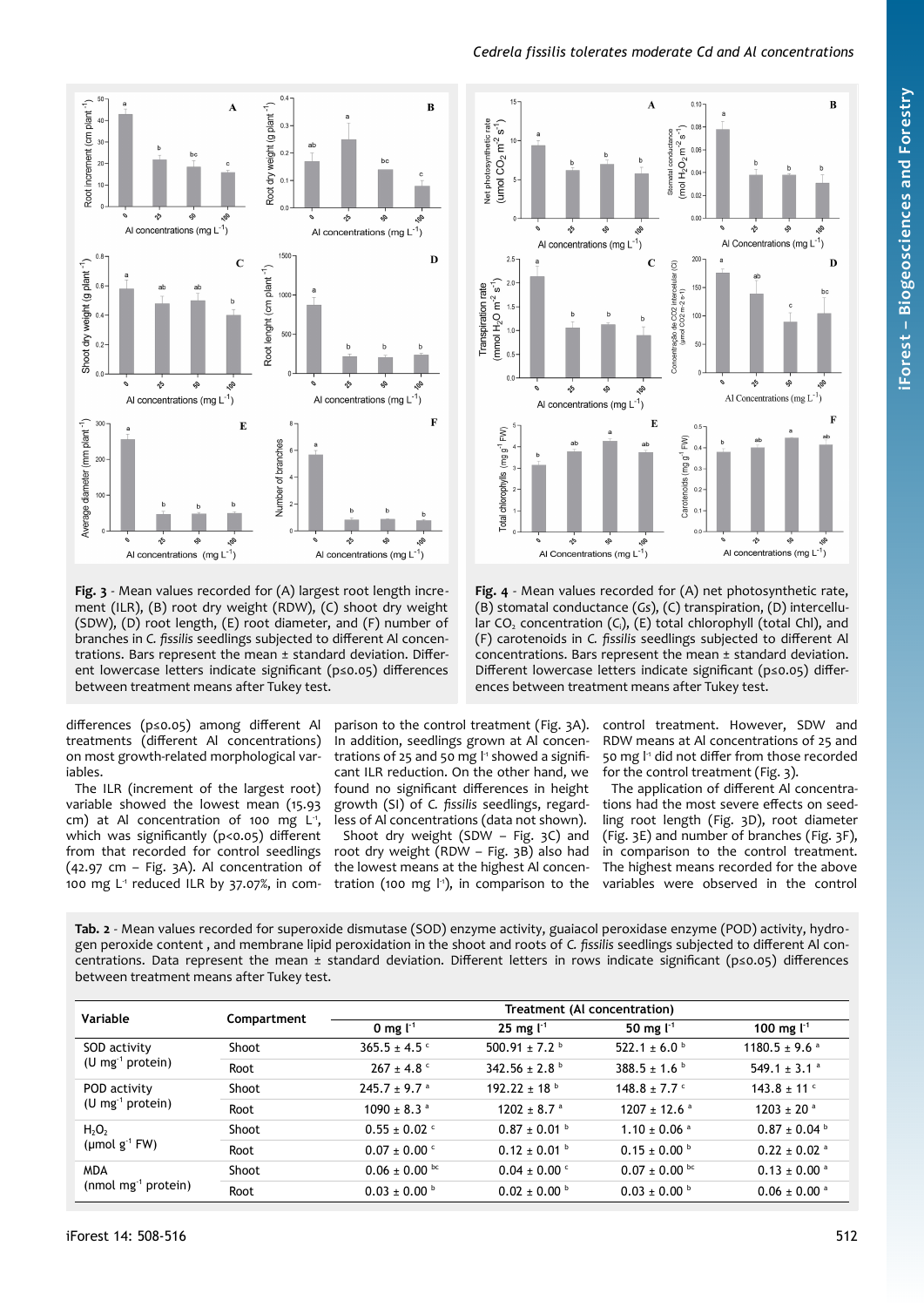Fig. 3 - Mean values recorded for (A) largest root length increment (ILR), (B) root dry weight (RDW), (C) shoot dry weight (SDW), (D) root length, (E) root diameter, and (F) number of branches in *C. fissilis* seedlings subjected to different Al concentrations. Bars represent the mean ± standard deviation. Different lowercase letters indicate significant (p≤0.05) differences between treatment means after Tukey test.

Fig. 4 - Mean values recorded for (A) net photosynthetic rate, (B) stomatal conductance (Gs), (C) transpiration, (D) intercellular $CO_2$ concentration ($C_i$), (E) total chlorophyll (total Chl), and (F) carotenoids in *C. fissilis* seedlings subjected to different Al concentrations. Bars represent the mean ± standard deviation. Different lowercase letters indicate significant (p≤0.05) differences between treatment means after Tukey test.

differences (p≤0.05) among different Al treatments (different Al concentrations) on most growth-related morphological variables.

The ILR (increment of the largest root) variable showed the lowest mean (15.93 cm) at Al concentration of 100 mg L⁻¹, which was significantly (p<0.05) different from that recorded for control seedlings (42.97 cm – Fig. 3A). Al concentration of 100 mg L⁻¹ reduced ILR by 37.07%, in comparison to the control treatment (Fig. 3A). In addition, seedlings grown at Al concentrations of 25 and 50 mg l⁻¹ showed a significant ILR reduction. On the other hand, we found no significant differences in height growth (SI) of *C. fissilis* seedlings, regardless of Al concentrations (data not shown).

Shoot dry weight (SDW – Fig. 3C) and root dry weight (RDW – Fig. 3B) also had the lowest means at the highest Al concentration (100 mg l⁻¹), in comparison to the control treatment. However, SDW and RDW means at Al concentrations of 25 and 50 mg l⁻¹ did not differ from those recorded for the control treatment (Fig. 3).

The application of different Al concentrations had the most severe effects on seedling root length (Fig. 3D), root diameter (Fig. 3E) and number of branches (Fig. 3F), in comparison to the control treatment. The highest means recorded for the above variables were observed in the control

Tab. 2 - Mean values recorded for superoxide dismutase (SOD) enzyme activity, guaiacol peroxidase enzyme (POD) activity, hydrogen peroxide content , and membrane lipid peroxidation in the shoot and roots of *C. fissilis* seedlings subjected to different Al concentrations. Data represent the mean ± standard deviation. Different letters in rows indicate significant (p≤0.05) differences between treatment means after Tukey test.

| Variable | Compartment | Treatment (Al concentration) | | | |
|---|---|---|---|---|---|
| | | 0 mg l⁻¹ | 25 mg l⁻¹ | 50 mg l⁻¹ | 100 mg l⁻¹ |
| SOD activity (U mg⁻¹ protein) | Shoot | 365.5 ± 4.5 ᶜ | 500.91 ± 7.2 ᵇ | 522.1 ± 6.0 ᵇ | 1180.5 ± 9.6 ᵃ |
| | Root | 267 ± 4.8 ᶜ | 342.56 ± 2.8 ᵇ | 388.5 ± 1.6 ᵇ | 549.1 ± 3.1 ᵃ |
| POD activity (U mg⁻¹ protein) | Shoot | 245.7 ± 9.7 ᵃ | 192.22 ± 18 ᵇ | 148.8 ± 7.7 ᶜ | 143.8 ± 11 ᶜ |
| | Root | 1090 ± 8.3 ᵃ | 1202 ± 8.7 ᵃ | 1207 ± 12.6 ᵃ | 1203 ± 20 ᵃ |
| $H_2O_2$ (µmol g⁻¹ FW) | Shoot | 0.55 ± 0.02 ᶜ | 0.87 ± 0.01 ᵇ | 1.10 ± 0.06 ᵃ | 0.87 ± 0.04 ᵇ |
| | Root | 0.07 ± 0.00 ᶜ | 0.12 ± 0.01 ᵇ | 0.15 ± 0.00 ᵇ | 0.22 ± 0.02 ᵃ |
| MDA (nmol mg⁻¹ protein) | Shoot | 0.06 ± 0.00 ᵇᶜ | 0.04 ± 0.00 ᶜ | 0.07 ± 0.00 ᵇᶜ | 0.13 ± 0.00 ᵃ |
| | Root | 0.03 ± 0.00 ᵇ | 0.02 ± 0.00 ᵇ | 0.03 ± 0.00 ᵇ | 0.06 ± 0.00 ᵃ |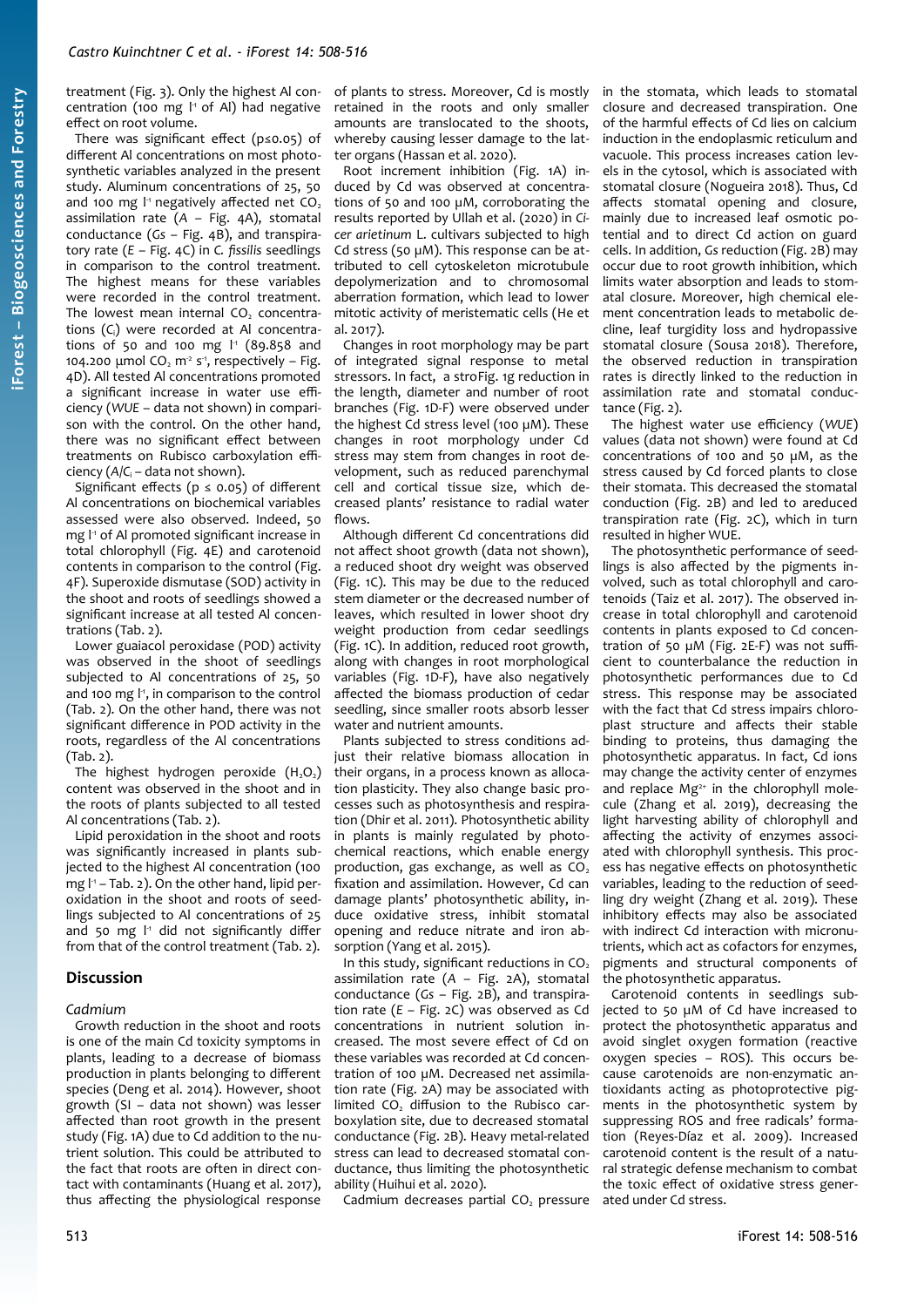treatment (Fig. 3). Only the highest Al concentration (100 mg $l^{-1}$ of Al) had negative effect on root volume.

There was significant effect (p≤0.05) of different Al concentrations on most photosynthetic variables analyzed in the present study. Aluminum concentrations of 25, 50 and 100 mg $l^{-1}$ negatively affected net $CO_2$ assimilation rate (*A* – Fig. 4A), stomatal conductance (*Gs* – Fig. 4B), and transpiratory rate (*E* – Fig. 4C) in *C. fissilis* seedlings in comparison to the control treatment. The highest means for these variables were recorded in the control treatment. The lowest mean internal $CO_2$ concentrations ($C_i$) were recorded at Al concentrations of 50 and 100 mg $l^{-1}$ (89.858 and 104.200 µmol $CO_2$ $m^{-2}$ $s^{-1}$, respectively – Fig. 4D). All tested Al concentrations promoted a significant increase in water use efficiency (*WUE* – data not shown) in comparison with the control. On the other hand, there was no significant effect between treatments on Rubisco carboxylation efficiency ($A/C_i$ – data not shown).

Significant effects (p ≤ 0.05) of different Al concentrations on biochemical variables assessed were also observed. Indeed, 50 mg $l^{-1}$ of Al promoted significant increase in total chlorophyll (Fig. 4E) and carotenoid contents in comparison to the control (Fig. 4F). Superoxide dismutase (SOD) activity in the shoot and roots of seedlings showed a significant increase at all tested Al concentrations (Tab. 2).

Lower guaiacol peroxidase (POD) activity was observed in the shoot of seedlings subjected to Al concentrations of 25, 50 and 100 mg $l^{-1}$, in comparison to the control (Tab. 2). On the other hand, there was not significant difference in POD activity in the roots, regardless of the Al concentrations (Tab. 2).

The highest hydrogen peroxide ($H_2O_2$) content was observed in the shoot and in the roots of plants subjected to all tested Al concentrations (Tab. 2).

Lipid peroxidation in the shoot and roots was significantly increased in plants subjected to the highest Al concentration (100 mg $l^{-1}$ – Tab. 2). On the other hand, lipid peroxidation in the shoot and roots of seedlings subjected to Al concentrations of 25 and 50 mg $l^{-1}$ did not significantly differ from that of the control treatment (Tab. 2).

## Discussion

### Cadmium

Growth reduction in the shoot and roots is one of the main Cd toxicity symptoms in plants, leading to a decrease of biomass production in plants belonging to different species (Deng et al. 2014). However, shoot growth (SI – data not shown) was lesser affected than root growth in the present study (Fig. 1A) due to Cd addition to the nutrient solution. This could be attributed to the fact that roots are often in direct contact with contaminants (Huang et al. 2017), thus affecting the physiological response of plants to stress. Moreover, Cd is mostly retained in the roots and only smaller amounts are translocated to the shoots, whereby causing lesser damage to the latter organs (Hassan et al. 2020).

Root increment inhibition (Fig. 1A) induced by Cd was observed at concentrations of 50 and 100 µM, corroborating the results reported by Ullah et al. (2020) in *Cicer arietinum* L. cultivars subjected to high Cd stress (50 µM). This response can be attributed to cell cytoskeleton microtubule depolymerization and to chromosomal aberration formation, which lead to lower mitotic activity of meristematic cells (He et al. 2017).

Changes in root morphology may be part of integrated signal response to metal stressors. In fact, a stroFig. 1g reduction in the length, diameter and number of root branches (Fig. 1D-F) were observed under the highest Cd stress level (100 µM). These changes in root morphology under Cd stress may stem from changes in root development, such as reduced parenchymal cell and cortical tissue size, which decreased plants' resistance to radial water flows.

Although different Cd concentrations did not affect shoot growth (data not shown), a reduced shoot dry weight was observed (Fig. 1C). This may be due to the reduced stem diameter or the decreased number of leaves, which resulted in lower shoot dry weight production from cedar seedlings (Fig. 1C). In addition, reduced root growth, along with changes in root morphological variables (Fig. 1D-F), have also negatively affected the biomass production of cedar seedling, since smaller roots absorb lesser water and nutrient amounts.

Plants subjected to stress conditions adjust their relative biomass allocation in their organs, in a process known as allocation plasticity. They also change basic processes such as photosynthesis and respiration (Dhir et al. 2011). Photosynthetic ability in plants is mainly regulated by photochemical reactions, which enable energy production, gas exchange, as well as $CO_2$ fixation and assimilation. However, Cd can damage plants' photosynthetic ability, induce oxidative stress, inhibit stomatal opening and reduce nitrate and iron absorption (Yang et al. 2015).

In this study, significant reductions in $CO_2$ assimilation rate (*A* – Fig. 2A), stomatal conductance (*Gs* – Fig. 2B), and transpiration rate (*E* – Fig. 2C) was observed as Cd concentrations in nutrient solution increased. The most severe effect of Cd on these variables was recorded at Cd concentration of 100 µM. Decreased net assimilation rate (Fig. 2A) may be associated with limited $CO_2$ diffusion to the Rubisco carboxylation site, due to decreased stomatal conductance (Fig. 2B). Heavy metal-related stress can lead to decreased stomatal conductance, thus limiting the photosynthetic ability (Huihui et al. 2020).

Cadmium decreases partial $CO_2$ pressure in the stomata, which leads to stomatal closure and decreased transpiration. One of the harmful effects of Cd lies on calcium induction in the endoplasmic reticulum and vacuole. This process increases cation levels in the cytosol, which is associated with stomatal closure (Nogueira 2018). Thus, Cd affects stomatal opening and closure, mainly due to increased leaf osmotic potential and to direct Cd action on guard cells. In addition, *Gs* reduction (Fig. 2B) may occur due to root growth inhibition, which limits water absorption and leads to stomatal closure. Moreover, high chemical element concentration leads to metabolic decline, leaf turgidity loss and hydropassive stomatal closure (Sousa 2018). Therefore, the observed reduction in transpiration rates is directly linked to the reduction in assimilation rate and stomatal conductance (Fig. 2).

The highest water use efficiency (*WUE*) values (data not shown) were found at Cd concentrations of 100 and 50 µM, as the stress caused by Cd forced plants to close their stomata. This decreased the stomatal conduction (Fig. 2B) and led to areduced transpiration rate (Fig. 2C), which in turn resulted in higher WUE.

The photosynthetic performance of seedlings is also affected by the pigments involved, such as total chlorophyll and carotenoids (Taiz et al. 2017). The observed increase in total chlorophyll and carotenoid contents in plants exposed to Cd concentration of 50 µM (Fig. 2E-F) was not sufficient to counterbalance the reduction in photosynthetic performances due to Cd stress. This response may be associated with the fact that Cd stress impairs chloroplast structure and affects their stable binding to proteins, thus damaging the photosynthetic apparatus. In fact, Cd ions may change the activity center of enzymes and replace $Mg^{2+}$ in the chlorophyll molecule (Zhang et al. 2019), decreasing the light harvesting ability of chlorophyll and affecting the activity of enzymes associated with chlorophyll synthesis. This process has negative effects on photosynthetic variables, leading to the reduction of seedling dry weight (Zhang et al. 2019). These inhibitory effects may also be associated with indirect Cd interaction with micronutrients, which act as cofactors for enzymes, pigments and structural components of the photosynthetic apparatus.

Carotenoid contents in seedlings subjected to 50 µM of Cd have increased to protect the photosynthetic apparatus and avoid singlet oxygen formation (reactive oxygen species – ROS). This occurs because carotenoids are non-enzymatic antioxidants acting as photoprotective pigments in the photosynthetic system by suppressing ROS and free radicals' formation (Reyes-Díaz et al. 2009). Increased carotenoid content is the result of a natural strategic defense mechanism to combat the toxic effect of oxidative stress generated under Cd stress.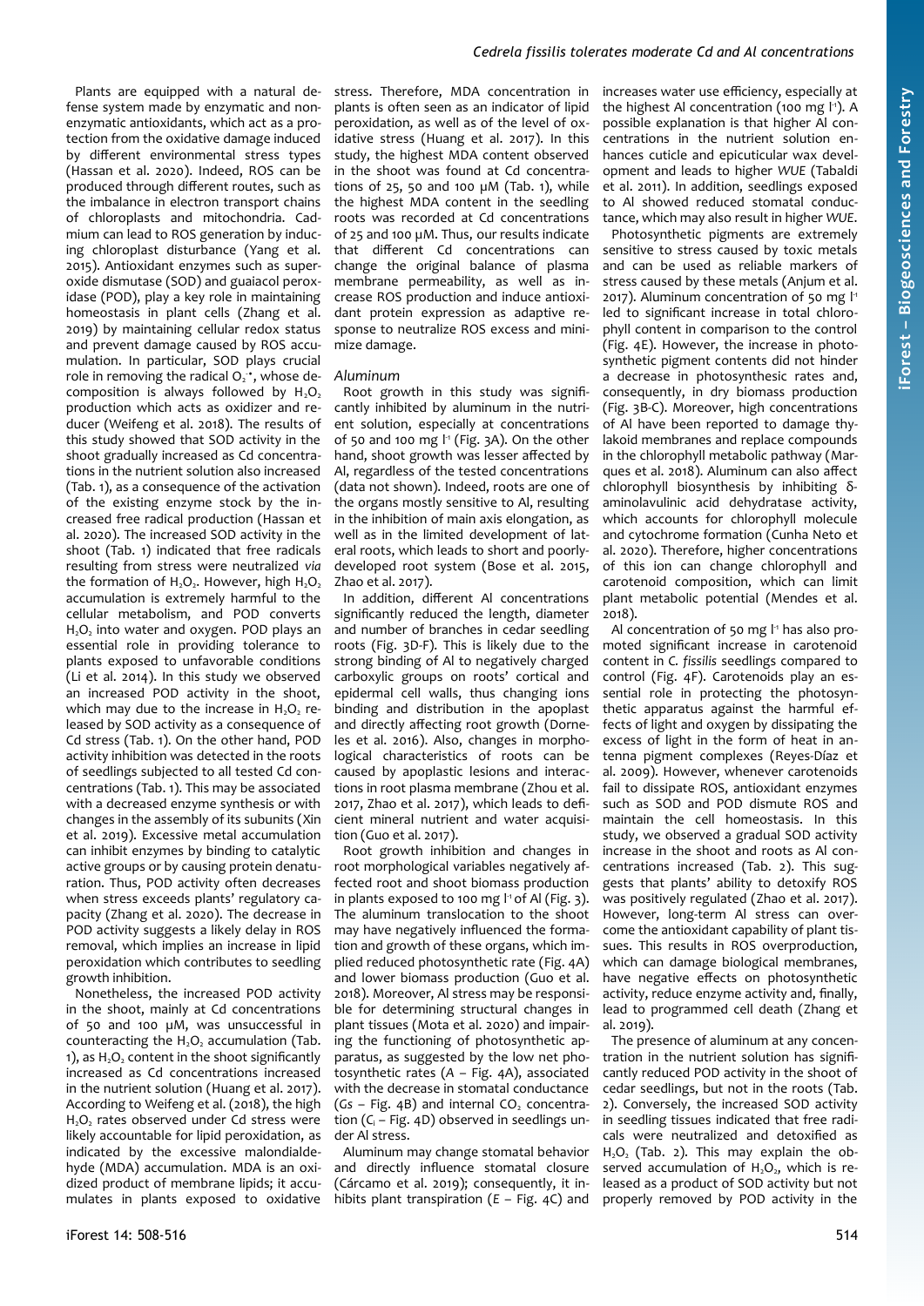Plants are equipped with a natural defense system made by enzymatic and non-enzymatic antioxidants, which act as a protection from the oxidative damage induced by different environmental stress types (Hassan et al. 2020). Indeed, ROS can be produced through different routes, such as the imbalance in electron transport chains of chloroplasts and mitochondria. Cadmium can lead to ROS generation by inducing chloroplast disturbance (Yang et al. 2015). Antioxidant enzymes such as superoxide dismutase (SOD) and guaiacol peroxidase (POD), play a key role in maintaining homeostasis in plant cells (Zhang et al. 2019) by maintaining cellular redox status and prevent damage caused by ROS accumulation. In particular, SOD plays crucial role in removing the radical $O_2^{-\bullet}$, whose decomposition is always followed by $H_2O_2$ production which acts as oxidizer and reducer (Weifeng et al. 2018). The results of this study showed that SOD activity in the shoot gradually increased as Cd concentrations in the nutrient solution also increased (Tab. 1), as a consequence of the activation of the existing enzyme stock by the increased free radical production (Hassan et al. 2020). The increased SOD activity in the shoot (Tab. 1) indicated that free radicals resulting from stress were neutralized *via* the formation of $H_2O_2$. However, high $H_2O_2$ accumulation is extremely harmful to the cellular metabolism, and POD converts $H_2O_2$ into water and oxygen. POD plays an essential role in providing tolerance to plants exposed to unfavorable conditions (Li et al. 2014). In this study we observed an increased POD activity in the shoot, which may due to the increase in $H_2O_2$ released by SOD activity as a consequence of Cd stress (Tab. 1). On the other hand, POD activity inhibition was detected in the roots of seedlings subjected to all tested Cd concentrations (Tab. 1). This may be associated with a decreased enzyme synthesis or with changes in the assembly of its subunits (Xin et al. 2019). Excessive metal accumulation can inhibit enzymes by binding to catalytic active groups or by causing protein denaturation. Thus, POD activity often decreases when stress exceeds plants' regulatory capacity (Zhang et al. 2020). The decrease in POD activity suggests a likely delay in ROS removal, which implies an increase in lipid peroxidation which contributes to seedling growth inhibition.

Nonetheless, the increased POD activity in the shoot, mainly at Cd concentrations of 50 and 100 µM, was unsuccessful in counteracting the $H_2O_2$ accumulation (Tab. 1), as $H_2O_2$ content in the shoot significantly increased as Cd concentrations increased in the nutrient solution (Huang et al. 2017). According to Weifeng et al. (2018), the high $H_2O_2$ rates observed under Cd stress were likely accountable for lipid peroxidation, as indicated by the excessive malondialdehyde (MDA) accumulation. MDA is an oxidized product of membrane lipids; it accumulates in plants exposed to oxidative stress. Therefore, MDA concentration in plants is often seen as an indicator of lipid peroxidation, as well as of the level of oxidative stress (Huang et al. 2017). In this study, the highest MDA content observed in the shoot was found at Cd concentrations of 25, 50 and 100 µM (Tab. 1), while the highest MDA content in the seedling roots was recorded at Cd concentrations of 25 and 100 µM. Thus, our results indicate that different Cd concentrations can change the original balance of plasma membrane permeability, as well as increase ROS production and induce antioxidant protein expression as adaptive response to neutralize ROS excess and minimize damage.

*Aluminum*

Root growth in this study was significantly inhibited by aluminum in the nutrient solution, especially at concentrations of 50 and 100 mg $l^{-1}$ (Fig. 3A). On the other hand, shoot growth was lesser affected by Al, regardless of the tested concentrations (data not shown). Indeed, roots are one of the organs mostly sensitive to Al, resulting in the inhibition of main axis elongation, as well as in the limited development of lateral roots, which leads to short and poorly-developed root system (Bose et al. 2015, Zhao et al. 2017).

In addition, different Al concentrations significantly reduced the length, diameter and number of branches in cedar seedling roots (Fig. 3D-F). This is likely due to the strong binding of Al to negatively charged carboxylic groups on roots' cortical and epidermal cell walls, thus changing ions binding and distribution in the apoplast and directly affecting root growth (Dorneles et al. 2016). Also, changes in morphological characteristics of roots can be caused by apoplastic lesions and interactions in root plasma membrane (Zhou et al. 2017, Zhao et al. 2017), which leads to deficient mineral nutrient and water acquisition (Guo et al. 2017).

Root growth inhibition and changes in root morphological variables negatively affected root and shoot biomass production in plants exposed to 100 mg $l^{-1}$ of Al (Fig. 3). The aluminum translocation to the shoot may have negatively influenced the formation and growth of these organs, which implied reduced photosynthetic rate (Fig. 4A) and lower biomass production (Guo et al. 2018). Moreover, Al stress may be responsible for determining structural changes in plant tissues (Mota et al. 2020) and impairing the functioning of photosynthetic apparatus, as suggested by the low net photosynthetic rates ($A$ – Fig. 4A), associated with the decrease in stomatal conductance ($Gs$ – Fig. 4B) and internal $CO_2$ concentration ($C_i$ – Fig. 4D) observed in seedlings under Al stress.

Aluminum may change stomatal behavior and directly influence stomatal closure (Cárcamo et al. 2019); consequently, it inhibits plant transpiration ($E$ – Fig. 4C) and increases water use efficiency, especially at the highest Al concentration (100 mg $l^{-1}$). A possible explanation is that higher Al concentrations in the nutrient solution enhances cuticle and epicuticular wax development and leads to higher *WUE* (Tabaldi et al. 2011). In addition, seedlings exposed to Al showed reduced stomatal conductance, which may also result in higher *WUE*.

Photosynthetic pigments are extremely sensitive to toxic metals and can be used as reliable markers of stress caused by these metals (Anjum et al. 2017). Aluminum concentration of 50 mg $l^{-1}$ led to significant increase in total chlorophyll content in comparison to the control (Fig. 4E). However, the increase in photosynthetic pigment contents did not hinder a decrease in photosynthetic rates and, consequently, in dry biomass production (Fig. 3B-C). Moreover, high concentrations of Al have been reported to damage thylakoid membranes and replace compounds in the chlorophyll metabolic pathway (Marques et al. 2018). Aluminum can also affect chlorophyll biosynthesis by inhibiting δ-aminolavulinic acid dehydratase activity, which accounts for chlorophyll molecule and cytochrome formation (Cunha Neto et al. 2020). Therefore, higher concentrations of this ion can change chlorophyll and carotenoid composition, which can limit plant metabolic potential (Mendes et al. 2018).

Al concentration of 50 mg $l^{-1}$ has also promoted significant increase in carotenoid content in *C. fissilis* seedlings compared to control (Fig. 4F). Carotenoids play an essential role in protecting the photosynthetic apparatus against the harmful effects of light and oxygen by dissipating the excess of light in the form of heat in antenna pigment complexes (Reyes-Díaz et al. 2009). However, whenever carotenoids fail to dissipate ROS, antioxidant enzymes such as SOD and POD dismute ROS and maintain the cell homeostasis. In this study, we observed a gradual SOD activity increase in the shoot and roots as Al concentrations increased (Tab. 2). This suggests that plants' ability to detoxify ROS was positively regulated (Zhao et al. 2017). However, long-term Al stress can overcome the antioxidant capability of plant tissues. This results in ROS overproduction, which can damage biological membranes, have negative effects on photosynthetic activity, reduce enzyme activity and, finally, lead to programmed cell death (Zhang et al. 2019).

The presence of aluminum at any concentration in the nutrient solution has significantly reduced POD activity in the shoot of cedar seedlings, but not in the roots (Tab. 2). Conversely, the increased SOD activity in seedling tissues indicated that free radicals were neutralized and detoxified as $H_2O_2$ (Tab. 2). This may explain the observed accumulation of $H_2O_2$, which is released as a product of SOD activity but not properly removed by POD activity in the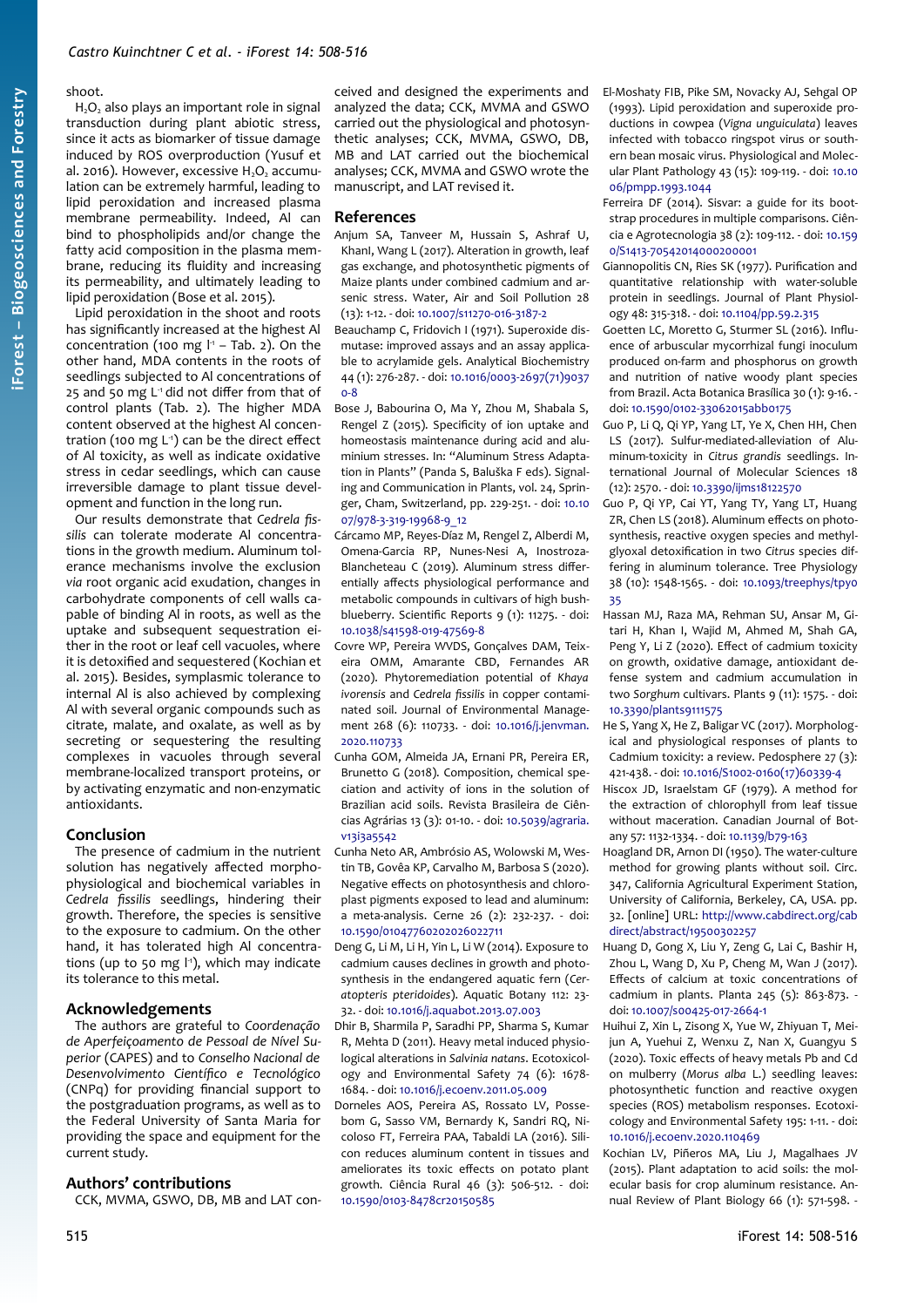shoot.

$H_2O_2$ also plays an important role in signal transduction during plant abiotic stress, since it acts as biomarker of tissue damage induced by ROS overproduction (Yusuf et al. 2016). However, excessive $H_2O_2$ accumulation can be extremely harmful, leading to lipid peroxidation and increased plasma membrane permeability. Indeed, Al can bind to phospholipids and/or change the fatty acid composition in the plasma membrane, reducing its fluidity and increasing its permeability, and ultimately leading to lipid peroxidation (Bose et al. 2015).

Lipid peroxidation in the shoot and roots has significantly increased at the highest Al concentration (100 mg $l^{-1}$ – Tab. 2). On the other hand, MDA contents in the roots of seedlings subjected to Al concentrations of 25 and 50 mg $L^{-1}$ did not differ from that of control plants (Tab. 2). The higher MDA content observed at the highest Al concentration (100 mg $L^{-1}$) can be the direct effect of Al toxicity, as well as indicate oxidative stress in cedar seedlings, which can cause irreversible damage to plant tissue development and function in the long run.

Our results demonstrate that *Cedrela fissilis* can tolerate moderate Al concentrations in the growth medium. Aluminum tolerance mechanisms involve the exclusion *via* root organic acid exudation, changes in carbohydrate components of cell walls capable of binding Al in roots, as well as the uptake and subsequent sequestration either in the root or leaf cell vacuoles, where it is detoxified and sequestered (Kochian et al. 2015). Besides, symplastic tolerance to internal Al is also achieved by complexing Al with several organic compounds such as citrate, malate, and oxalate, as well as by secreting or sequestering the resulting complexes in vacuoles through several membrane-localized transport proteins, or by activating enzymatic and non-enzymatic antioxidants.

## Conclusion

The presence of cadmium in the nutrient solution has negatively affected morphophysiological and biochemical variables in *Cedrela fissilis* seedlings, hindering their growth. Therefore, the species is sensitive to the exposure to cadmium. On the other hand, it has tolerated high Al concentrations (up to 50 mg $l^{-1}$), which may indicate its tolerance to this metal.

## Acknowledgements

The authors are grateful to *Coordenação de Aperfeiçoamento de Pessoal de Nível Superior* (CAPES) and to *Conselho Nacional de Desenvolvimento Científico e Tecnológico* (CNPq) for providing financial support to the postgraduation programs, as well as to the Federal University of Santa Maria for providing the space and equipment for the current study.

## Authors' contributions

CCK, MVMA, GSWO, DB, MB and LAT conceived and designed the experiments and analyzed the data; CCK, MVMA and GSWO carried out the physiological and photosynthetic analyses; CCK, MVMA, GSWO, DB, MB and LAT carried out the biochemical analyses; CCK, MVMA and GSWO wrote the manuscript, and LAT revised it.

## References

Anjum SA, Tanveer M, Hussain S, Ashraf U, KhanI, Wang L (2017). Alteration in growth, leaf gas exchange, and photosynthetic pigments of Maize plants under combined cadmium and arsenic stress. Water, Air and Soil Pollution 28 (13): 1-12. - doi: 10.1007/s11270-016-3187-2

Beauchamp C, Fridovich I (1971). Superoxide dismutase: improved assays and an assay applicable to acrylamide gels. Analytical Biochemistry 44 (1): 276-287. - doi: 10.1016/0003-2697(71)90370-8

Bose J, Babourina O, Ma Y, Zhou M, Shabala S, Rengel Z (2015). Specificity of ion uptake and homeostasis maintenance during acid and aluminium stresses. In: "Aluminum Stress Adaptation in Plants" (Panda S, Baluška F eds). Signaling and Communication in Plants, vol. 24, Springer, Cham, Switzerland, pp. 229-251. - doi: 10.1007/978-3-319-19968-9_12

Cárcamo MP, Reyes-Díaz M, Rengel Z, Alberdi M, Omena-Garcia RP, Nunes-Nesi A, Inostroza-Blancheteau C (2019). Aluminum stress differentially affects physiological performance and metabolic compounds in cultivars of high bushblueberry. Scientific Reports 9 (1): 11275. - doi: 10.1038/s41598-019-47569-8

Covre WP, Pereira WVDS, Gonçalves DAM, Teixeira OMM, Amarante CBD, Fernandes AR (2020). Phytoremediation potential of *Khaya ivorensis* and *Cedrela fissilis* in copper contaminated soil. Journal of Environmental Management 268 (6): 110733. - doi: 10.1016/j.jenvman.2020.110733

Cunha GOM, Almeida JA, Ernani PR, Pereira ER, Brunetto G (2018). Composition, chemical speciation and activity of ions in the solution of Brazilian acid soils. Revista Brasileira de Ciências Agrárias 13 (3): 01-10. - doi: 10.5039/agraria.v13i3a5542

Cunha Neto AR, Ambrósio AS, Wolowski M, Westin TB, Govêa KP, Carvalho M, Barbosa S (2020). Negative effects on photosynthesis and chloroplast pigments exposed to lead and aluminum: a meta-analysis. Cerne 26 (2): 232-237. - doi: 10.1590/01047760202026022711

Deng G, Li M, Li H, Yin L, Li W (2014). Exposure to cadmium causes declines in growth and photosynthesis in the endangered aquatic fern (*Ceratopteris pteridoides*). Aquatic Botany 112: 23-32. - doi: 10.1016/j.aquabot.2013.07.003

Dhir B, Sharmila P, Saradhi PP, Sharma S, Kumar R, Mehta D (2011). Heavy metal induced physiological alterations in *Salvinia natans*. Ecotoxicology and Environmental Safety 74 (6): 1678-1684. - doi: 10.1016/j.ecoenv.2011.05.009

Dorneles AOS, Pereira AS, Rossato LV, Possebom G, Sasso VM, Bernardy K, Sandri RQ, Nicoloso FT, Ferreira PAA, Tabaldi LA (2016). Silicon reduces aluminum content in tissues and ameliorates its toxic effects on potato plant growth. Ciência Rural 46 (3): 506-512. - doi: 10.1590/0103-8478cr20150585

El-Moshaty FIB, Pike SM, Novacky AJ, Sehgal OP (1993). Lipid peroxidation and superoxide productions in cowpea (*Vigna unguiculata*) leaves infected with tobacco ringspot virus or southern bean mosaic virus. Physiological and Molecular Plant Pathology 43 (15): 109-119. - doi: 10.1006/pmpp.1993.1044

Ferreira DF (2014). Sisvar: a guide for its bootstrap procedures in multiple comparisons. Ciência e Agrotecnologia 38 (2): 109-112. - doi: 10.1590/S1413-70542014000200001

Giannopolitis CN, Ries SK (1977). Purification and quantitative relationship with water-soluble protein in seedlings. Journal of Plant Physiology 48: 315-318. - doi: 10.1104/pp.59.2.315

Goetten LC, Moretto G, Sturmer SL (2016). Influence of arbuscular mycorrhizal fungi inoculum produced on-farm and phosphorus on growth and nutrition of native woody plant species from Brazil. Acta Botanica Brasílica 30 (1): 9-16. - doi: 10.1590/0102-33062015abb0175

Guo P, Li Q, Qi YP, Yang LT, Ye X, Chen HH, Chen LS (2017). Sulfur-mediated-alleviation of Aluminum-toxicity in *Citrus grandis* seedlings. International Journal of Molecular Sciences 18 (12): 2570. - doi: 10.3390/ijms18122570

Guo P, Qi YP, Cai YT, Yang TY, Yang LT, Huang ZR, Chen LS (2018). Aluminum effects on photosynthesis, reactive oxygen species and methylglyoxal detoxification in two *Citrus* species differing in aluminum tolerance. Tree Physiology 38 (10): 1548-1565. - doi: 10.1093/treephys/tpy035

Hassan MJ, Raza MA, Rehman SU, Ansar M, Gitari H, Khan I, Wajid M, Ahmed M, Shah GA, Peng Y, Li Z (2020). Effect of cadmium toxicity on growth, oxidative damage, antioxidant defense system and cadmium accumulation in two *Sorghum* cultivars. Plants 9 (11): 1575. - doi: 10.3390/plants9111575

He S, Yang X, He Z, Baligar VC (2017). Morphological and physiological responses of plants to Cadmium toxicity: a review. Pedosphere 27 (3): 421-438. - doi: 10.1016/S1002-0160(17)60339-4

Hiscox JD, Israelstam GF (1979). A method for the extraction of chlorophyll from leaf tissue without maceration. Canadian Journal of Botany 57: 1132-1334. - doi: 10.1139/b79-163

Hoagland DR, Arnon DI (1950). The water-culture method for growing plants without soil. Circ. 347, California Agricultural Experiment Station, University of California, Berkeley, CA, USA. pp. 32. [online] URL: http://www.cabdirect.org/cabdirect/abstract/19500302257

Huang D, Gong X, Liu Y, Zeng G, Lai C, Bashir H, Zhou L, Wang D, Xu P, Cheng M, Wan J (2017). Effects of calcium at toxic concentrations of cadmium in plants. Planta 245 (5): 863-873. - doi: 10.1007/s00425-017-2664-1

Huihui Z, Xin L, Zisong X, Yue W, Zhiyuan T, Meijun A, Yuehui Z, Wenxu Z, Nan X, Guangyu S (2020). Toxic effects of heavy metals Pb and Cd on mulberry (*Morus alba* L.) seedling leaves: photosynthetic function and reactive oxygen species (ROS) metabolism responses. Ecotoxicology and Environmental Safety 195: 1-11. - doi: 10.1016/j.ecoenv.2020.110469

Kochian LV, Piñeros MA, Liu J, Magalhaes JV (2015). Plant adaptation to acid soils: the molecular basis for crop aluminum resistance. Annual Review of Plant Biology 66 (1): 571-598. -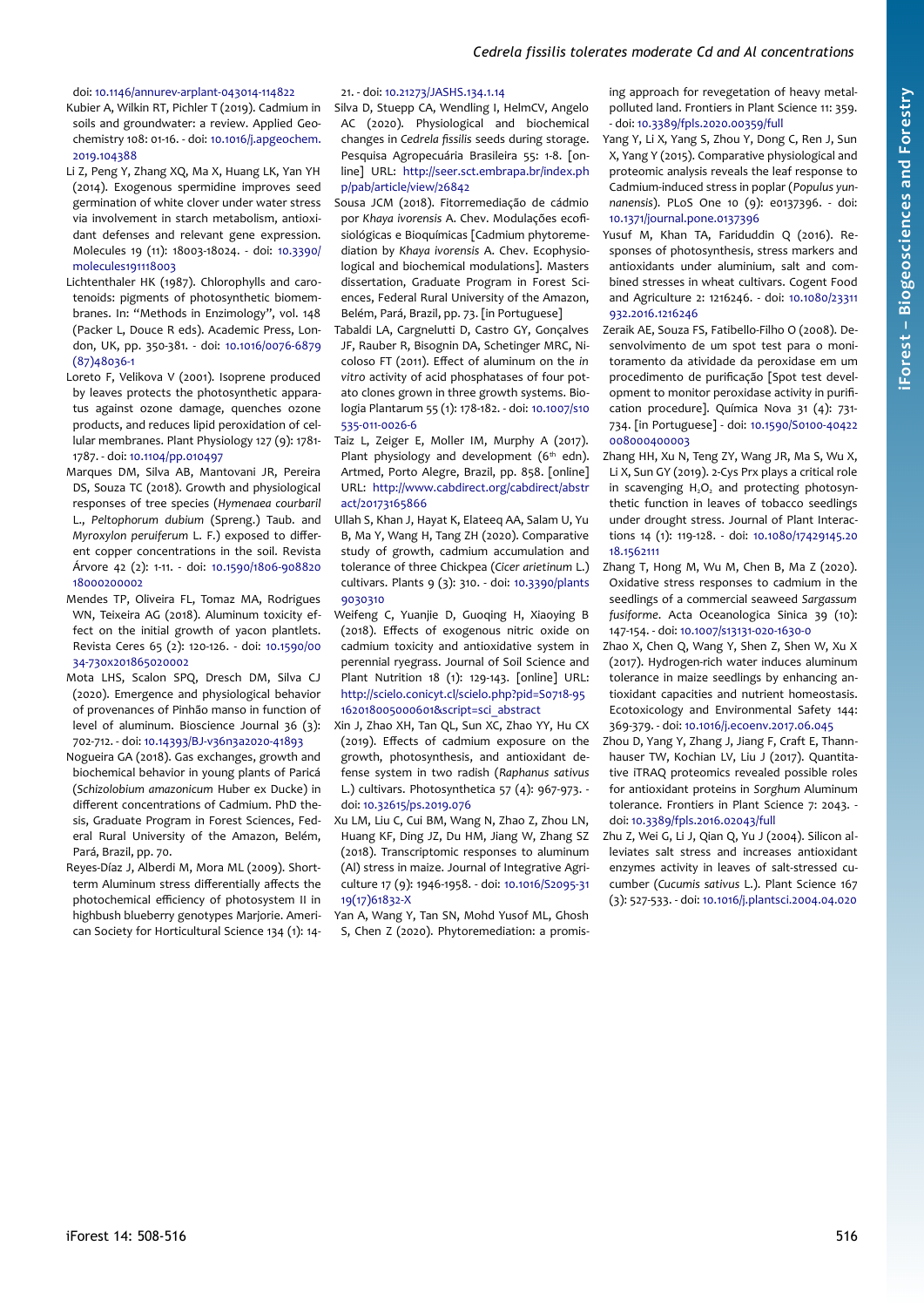doi: 10.1146/annurev-arplant-043014-114822

Kubier A, Wilkin RT, Pichler T (2019). Cadmium in soils and groundwater: a review. Applied Geochemistry 108: 01-16. - doi: 10.1016/j.apgeochem.2019.104388

Li Z, Peng Y, Zhang XQ, Ma X, Huang LK, Yan YH (2014). Exogenous spermidine improves seed germination of white clover under water stress via involvement in starch metabolism, antioxidant defenses and relevant gene expression. Molecules 19 (11): 18003-18024. - doi: 10.3390/molecules191118003

Lichtenthaler HK (1987). Chlorophylls and carotenoids: pigments of photosynthetic biomembranes. In: "Methods in Enzimology", vol. 148 (Packer L, Douce R eds). Academic Press, London, UK, pp. 350-381. - doi: 10.1016/0076-6879(87)48036-1

Loreto F, Velikova V (2001). Isoprene produced by leaves protects the photosynthetic apparatus against ozone damage, quenches ozone products, and reduces lipid peroxidation of cellular membranes. Plant Physiology 127 (9): 1781-1787. - doi: 10.1104/pp.010497

Marques DM, Silva AB, Mantovani JR, Pereira DS, Souza TC (2018). Growth and physiological responses of tree species (*Hymenaea courbaril* L., *Peltophorum dubium* (Spreng.) Taub. and *Myroxylon peruiferum* L. F.) exposed to different copper concentrations in the soil. Revista Árvore 42 (2): 1-11. - doi: 10.1590/1806-90882018000200002

Mendes TP, Oliveira FL, Tomaz MA, Rodrigues WN, Teixeira AG (2018). Aluminum toxicity effect on the initial growth of yacon plantlets. Revista Ceres 65 (2): 120-126. - doi: 10.1590/0034-737x201865020002

Mota LHS, Scalon SPQ, Dresch DM, Silva CJ (2020). Emergence and physiological behavior of provenances of Pinhão manso in function of level of aluminum. Bioscience Journal 36 (3): 702-712. - doi: 10.14393/BJ-v36n3a2020-41893

Nogueira GA (2018). Gas exchanges, growth and biochemical behavior in young plants of Paricá (*Schizolobium amazonicum* Huber ex Ducke) in different concentrations of Cadmium. PhD thesis, Graduate Program in Forest Sciences, Federal Rural University of the Amazon, Belém, Pará, Brazil, pp. 70.

Reyes-Díaz J, Alberdi M, Mora ML (2009). Short-term Aluminum stress differentially affects the photochemical efficiency of photosystem II in highbush blueberry genotypes Marjorie. American Society for Horticultural Science 134 (1): 14-21. - doi: 10.21273/JASHS.134.1.14

Silva D, Stuepp CA, Wendling I, HelmCV, Angelo AC (2020). Physiological and biochemical changes in *Cedrela fissilis* seeds during storage. Pesquisa Agropecuária Brasileira 55: 1-8. [online] URL: http://seer.sct.embrapa.br/index.php/pab/article/view/26842

Sousa JCM (2018). Fitorremediação de cádmio por *Khaya ivorensis* A. Chev. Modulações ecofisiológicas e Bioquímicas [Cadmium phytoremediation by *Khaya ivorensis* A. Chev. Ecophysiological and biochemical modulations]. Masters dissertation, Graduate Program in Forest Sciences, Federal Rural University of the Amazon, Belém, Pará, Brazil, pp. 73. [in Portuguese]

Tabaldi LA, Cargnelutti D, Castro GY, Gonçalves JF, Rauber R, Bisognin DA, Schetinger MRC, Nicoloso FT (2011). Effect of aluminum on the *in vitro* activity of acid phosphatases of four potato clones grown in three growth systems. Biologia Plantarum 55 (1): 178-182. - doi: 10.1007/s10535-011-0026-6

Taiz L, Zeiger E, Moller IM, Murphy A (2017). Plant physiology and development (6[th] edn). Artmed, Porto Alegre, Brazil, pp. 858. [online] URL: http://www.cabdirect.org/cabdirect/abstract/20173165866

Ullah S, Khan J, Hayat K, Elateeq AA, Salam U, Yu B, Ma Y, Wang H, Tang ZH (2020). Comparative study of growth, cadmium accumulation and tolerance of three Chickpea (*Cicer arietinum* L.) cultivars. Plants 9 (3): 310. - doi: 10.3390/plants9030310

Weifeng C, Yuanjie D, Guoqing H, Xiaoying B (2018). Effects of exogenous nitric oxide on cadmium toxicity and antioxidative system in perennial ryegrass. Journal of Soil Science and Plant Nutrition 18 (1): 129-143. [online] URL: http://scielo.conicyt.cl/scielo.php?pid=S0718-95162018005000601&script=sci_abstract

Xin J, Zhao XH, Tan QL, Sun XC, Zhao YY, Hu CX (2019). Effects of cadmium exposure on the growth, photosynthesis, and antioxidant defense system in two radish (*Raphanus sativus* L.) cultivars. Photosynthetica 57 (4): 967-973. - doi: 10.32615/ps.2019.076

Xu LM, Liu C, Cui BM, Wang N, Zhao Z, Zhou LN, Huang KF, Ding JZ, Du HM, Jiang W, Zhang SZ (2018). Transcriptomic responses to aluminum (Al) stress in maize. Journal of Integrative Agriculture 17 (9): 1946-1958. - doi: 10.1016/S2095-3119(17)61832-X

Yan A, Wang Y, Tan SN, Mohd Yusof ML, Ghosh S, Chen Z (2020). Phytoremediation: a promising approach for revegetation of heavy metal-polluted land. Frontiers in Plant Science 11: 359. - doi: 10.3389/fpls.2020.00359/full

Yang Y, Li X, Yang S, Zhou Y, Dong C, Ren J, Sun X, Yang Y (2015). Comparative physiological and proteomic analysis reveals the leaf response to Cadmium-induced stress in poplar (*Populus yunnanensis*). PLoS One 10 (9): e0137396. - doi: 10.1371/journal.pone.0137396

Yusuf M, Khan TA, Fariduddin Q (2016). Responses of photosynthesis, stress markers and antioxidants under aluminium, salt and combined stresses in wheat cultivars. Cogent Food and Agriculture 2: 1216246. - doi: 10.1080/23311932.2016.1216246

Zeraik AE, Souza FS, Fatibello-Filho O (2008). Desenvolvimento de um spot test para o monitoramento da atividade da peroxidase em um procedimento de purificação [Spot test development to monitor peroxidase activity in purification procedure]. Química Nova 31 (4): 731-734. [in Portuguese] - doi: 10.1590/S0100-40422008000400003

Zhang HH, Xu N, Teng ZY, Wang JR, Ma S, Wu X, Li X, Sun GY (2019). 2-Cys Prx plays a critical role in scavenging $H_2O_2$ and protecting photosynthetic function in leaves of tobacco seedlings under drought stress. Journal of Plant Interactions 14 (1): 119-128. - doi: 10.1080/17429145.2018.1562111

Zhang T, Hong M, Wu M, Chen B, Ma Z (2020). Oxidative stress responses to cadmium in the seedlings of a commercial seaweed *Sargassum fusiforme*. Acta Oceanologica Sinica 39 (10): 147-154. - doi: 10.1007/s13131-020-1630-0

Zhao X, Chen Q, Wang Y, Shen Z, Shen W, Xu X (2017). Hydrogen-rich water induces aluminum tolerance in maize seedlings by enhancing antioxidant capacities and nutrient homeostasis. Ecotoxicology and Environmental Safety 144: 369-379. - doi: 10.1016/j.ecoenv.2017.06.045

Zhou D, Yang Y, Zhang J, Jiang F, Craft E, Thannhauser TW, Kochian LV, Liu J (2017). Quantitative iTRAQ proteomics revealed possible roles for antioxidant proteins in *Sorghum* Aluminum tolerance. Frontiers in Plant Science 7: 2043. - doi: 10.3389/fpls.2016.02043/full

Zhu Z, Wei G, Li J, Qian Q, Yu J (2004). Silicon alleviates salt stress and increases antioxidant enzymes activity in leaves of salt-stressed cucumber (*Cucumis sativus* L.). Plant Science 167 (3): 527-533. - doi: 10.1016/j.plantsci.2004.04.020